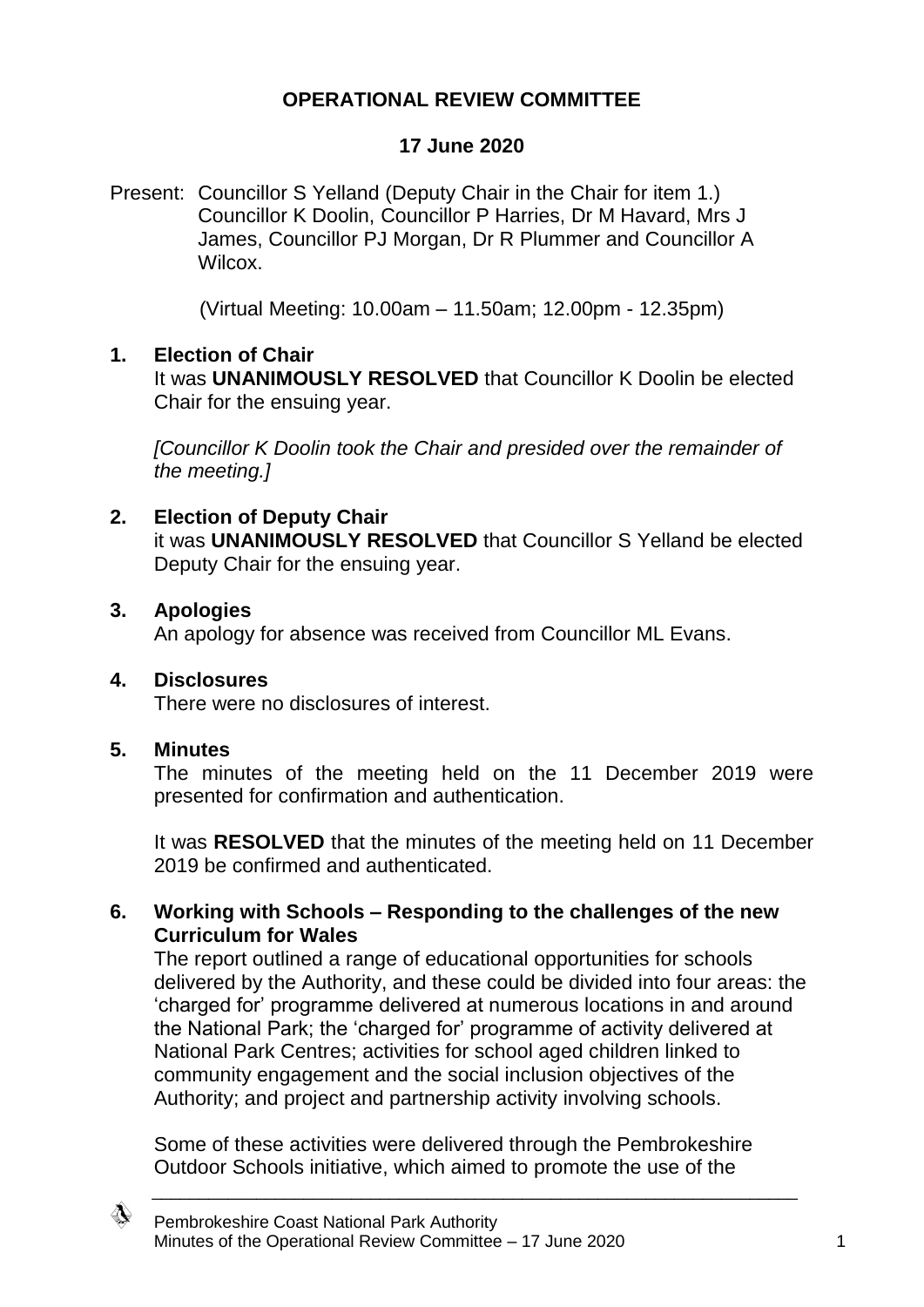# OPERATIONAL REVIEW COMMITTEE

## 17 June 2020

Present: Councillor S Yelland (Deputy Chair in the Chair for item 1.) Councillor K Doolin, Councillor P Harries, Dr M Havard, Mrs J James, Councillor PJ Morgan, Dr R Plummer and Councillor A Wilcox.

(Virtual Meeting: 10.00am – 11.50am; 12.00pm - 12.35pm)

**1. Election of Chair**

It was **UNANIMOUSLY RESOLVED** that Councillor K Doolin be elected Chair for the ensuing year.

*[Councillor K Doolin took the Chair and presided over the remainder of the meeting.]*

**2. Election of Deputy Chair**

it was **UNANIMOUSLY RESOLVED** that Councillor S Yelland be elected Deputy Chair for the ensuing year.

**3. Apologies**

An apology for absence was received from Councillor ML Evans.

**4. Disclosures**

There were no disclosures of interest.

**5. Minutes**

The minutes of the meeting held on the 11 December 2019 were presented for confirmation and authentication.

It was **RESOLVED** that the minutes of the meeting held on 11 December 2019 be confirmed and authenticated.

**6. Working with Schools – Responding to the challenges of the new Curriculum for Wales**

The report outlined a range of educational opportunities for schools delivered by the Authority, and these could be divided into four areas: the 'charged for' programme delivered at numerous locations in and around the National Park; the 'charged for' programme of activity delivered at National Park Centres; activities for school aged children linked to community engagement and the social inclusion objectives of the Authority; and project and partnership activity involving schools.

Some of these activities were delivered through the Pembrokeshire Outdoor Schools initiative, which aimed to promote the use of the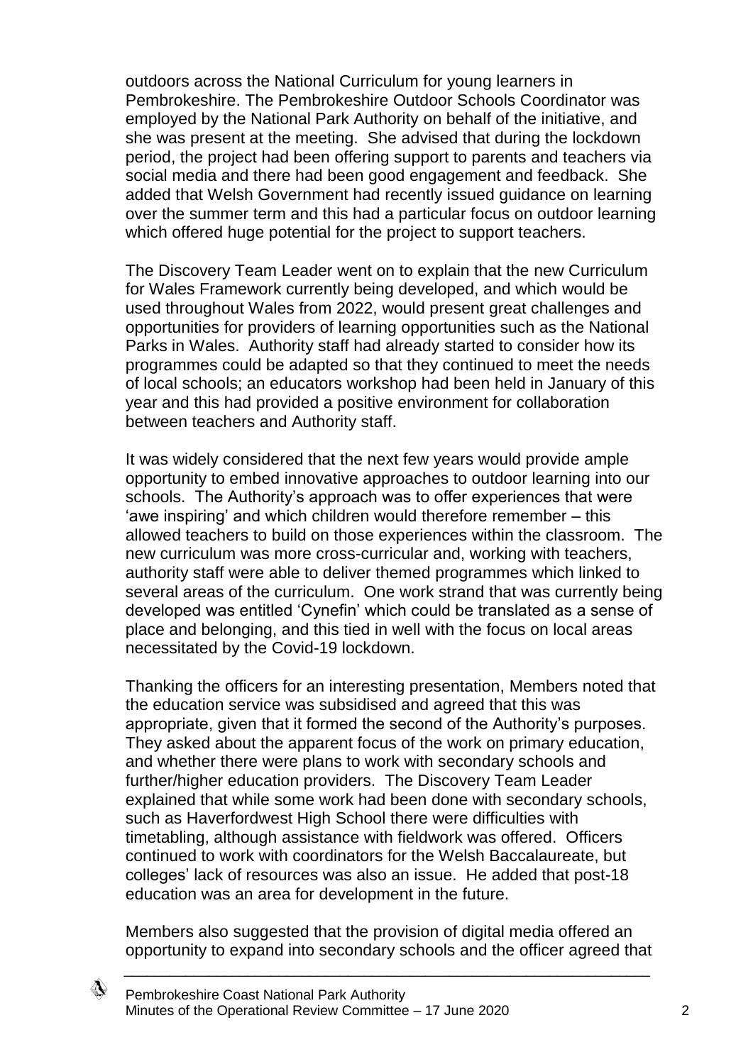outdoors across the National Curriculum for young learners in Pembrokeshire. The Pembrokeshire Outdoor Schools Coordinator was employed by the National Park Authority on behalf of the initiative, and she was present at the meeting. She advised that during the lockdown period, the project had been offering support to parents and teachers via social media and there had been good engagement and feedback. She added that Welsh Government had recently issued guidance on learning over the summer term and this had a particular focus on outdoor learning which offered huge potential for the project to support teachers.

The Discovery Team Leader went on to explain that the new Curriculum for Wales Framework currently being developed, and which would be used throughout Wales from 2022, would present great challenges and opportunities for providers of learning opportunities such as the National Parks in Wales. Authority staff had already started to consider how its programmes could be adapted so that they continued to meet the needs of local schools; an educators workshop had been held in January of this year and this had provided a positive environment for collaboration between teachers and Authority staff.

It was widely considered that the next few years would provide ample opportunity to embed innovative approaches to outdoor learning into our schools. The Authority's approach was to offer experiences that were 'awe inspiring' and which children would therefore remember – this allowed teachers to build on those experiences within the classroom. The new curriculum was more cross-curricular and, working with teachers, authority staff were able to deliver themed programmes which linked to several areas of the curriculum. One work strand that was currently being developed was entitled 'Cynefin' which could be translated as a sense of place and belonging, and this tied in well with the focus on local areas necessitated by the Covid-19 lockdown.

Thanking the officers for an interesting presentation, Members noted that the education service was subsidised and agreed that this was appropriate, given that it formed the second of the Authority's purposes. They asked about the apparent focus of the work on primary education, and whether there were plans to work with secondary schools and further/higher education providers. The Discovery Team Leader explained that while some work had been done with secondary schools, such as Haverfordwest High School there were difficulties with timetabling, although assistance with fieldwork was offered. Officers continued to work with coordinators for the Welsh Baccalaureate, but colleges' lack of resources was also an issue. He added that post-18 education was an area for development in the future.

Members also suggested that the provision of digital media offered an opportunity to expand into secondary schools and the officer agreed that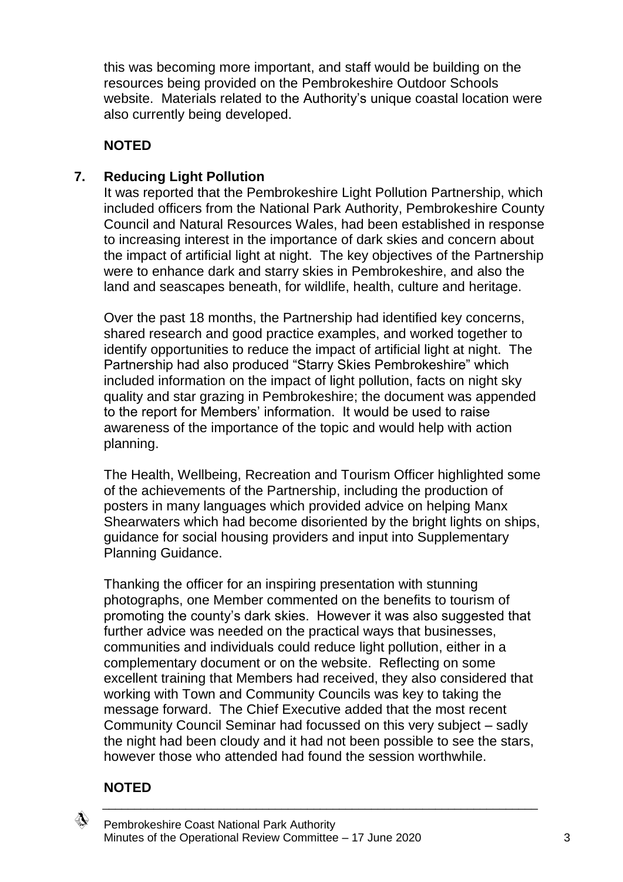this was becoming more important, and staff would be building on the resources being provided on the Pembrokeshire Outdoor Schools website. Materials related to the Authority's unique coastal location were also currently being developed.

**NOTED**

## 7. Reducing Light Pollution

It was reported that the Pembrokeshire Light Pollution Partnership, which included officers from the National Park Authority, Pembrokeshire County Council and Natural Resources Wales, had been established in response to increasing interest in the importance of dark skies and concern about the impact of artificial light at night. The key objectives of the Partnership were to enhance dark and starry skies in Pembrokeshire, and also the land and seascapes beneath, for wildlife, health, culture and heritage.

Over the past 18 months, the Partnership had identified key concerns, shared research and good practice examples, and worked together to identify opportunities to reduce the impact of artificial light at night. The Partnership had also produced "Starry Skies Pembrokeshire" which included information on the impact of light pollution, facts on night sky quality and star grazing in Pembrokeshire; the document was appended to the report for Members' information. It would be used to raise awareness of the importance of the topic and would help with action planning.

The Health, Wellbeing, Recreation and Tourism Officer highlighted some of the achievements of the Partnership, including the production of posters in many languages which provided advice on helping Manx Shearwaters which had become disoriented by the bright lights on ships, guidance for social housing providers and input into Supplementary Planning Guidance.

Thanking the officer for an inspiring presentation with stunning photographs, one Member commented on the benefits to tourism of promoting the county's dark skies. However it was also suggested that further advice was needed on the practical ways that businesses, communities and individuals could reduce light pollution, either in a complementary document or on the website. Reflecting on some excellent training that Members had received, they also considered that working with Town and Community Councils was key to taking the message forward. The Chief Executive added that the most recent Community Council Seminar had focussed on this very subject – sadly the night had been cloudy and it had not been possible to see the stars, however those who attended had found the session worthwhile.

**NOTED**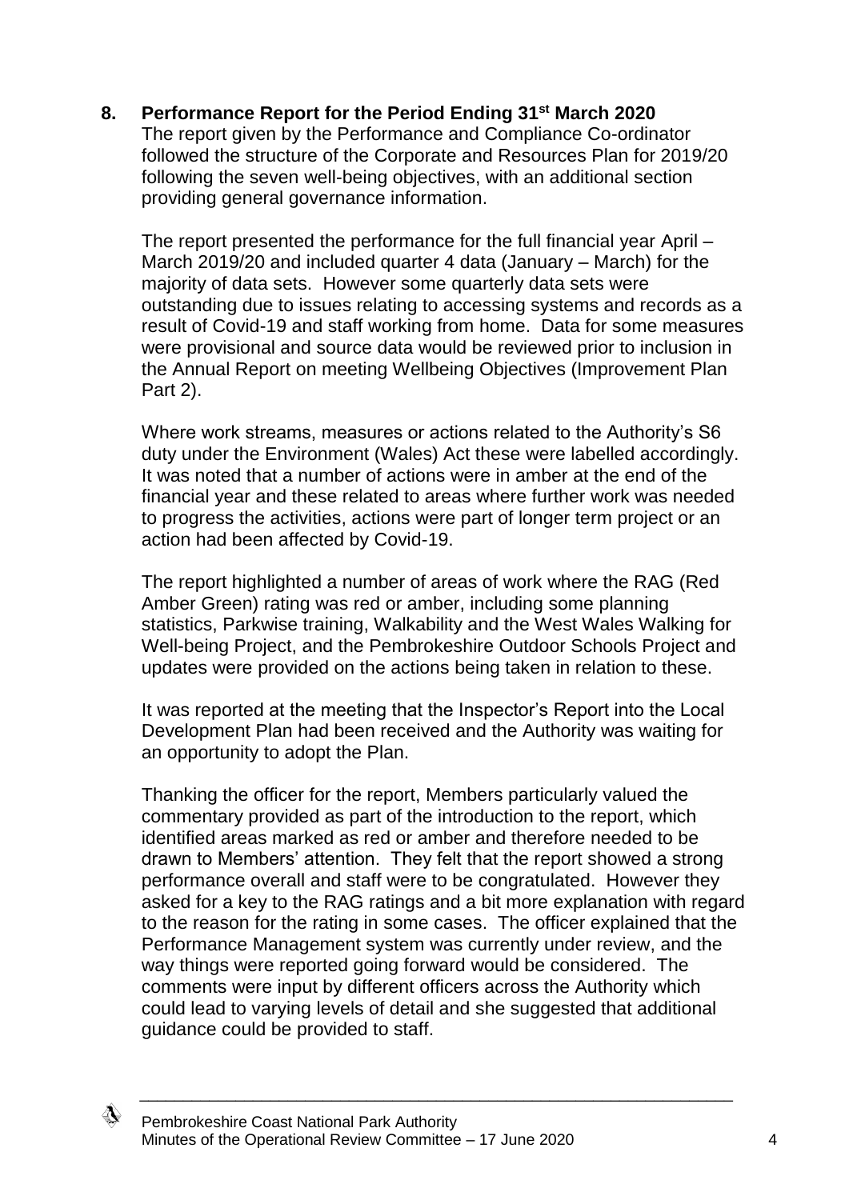## 8. Performance Report for the Period Ending 31st March 2020

The report given by the Performance and Compliance Co-ordinator followed the structure of the Corporate and Resources Plan for 2019/20 following the seven well-being objectives, with an additional section providing general governance information.

The report presented the performance for the full financial year April – March 2019/20 and included quarter 4 data (January – March) for the majority of data sets. However some quarterly data sets were outstanding due to issues relating to accessing systems and records as a result of Covid-19 and staff working from home. Data for some measures were provisional and source data would be reviewed prior to inclusion in the Annual Report on meeting Wellbeing Objectives (Improvement Plan Part 2).

Where work streams, measures or actions related to the Authority's S6 duty under the Environment (Wales) Act these were labelled accordingly. It was noted that a number of actions were in amber at the end of the financial year and these related to areas where further work was needed to progress the activities, actions were part of longer term project or an action had been affected by Covid-19.

The report highlighted a number of areas of work where the RAG (Red Amber Green) rating was red or amber, including some planning statistics, Parkwise training, Walkability and the West Wales Walking for Well-being Project, and the Pembrokeshire Outdoor Schools Project and updates were provided on the actions being taken in relation to these.

It was reported at the meeting that the Inspector's Report into the Local Development Plan had been received and the Authority was waiting for an opportunity to adopt the Plan.

Thanking the officer for the report, Members particularly valued the commentary provided as part of the introduction to the report, which identified areas marked as red or amber and therefore needed to be drawn to Members' attention. They felt that the report showed a strong performance overall and staff were to be congratulated. However they asked for a key to the RAG ratings and a bit more explanation with regard to the reason for the rating in some cases. The officer explained that the Performance Management system was currently under review, and the way things were reported going forward would be considered. The comments were input by different officers across the Authority which could lead to varying levels of detail and she suggested that additional guidance could be provided to staff.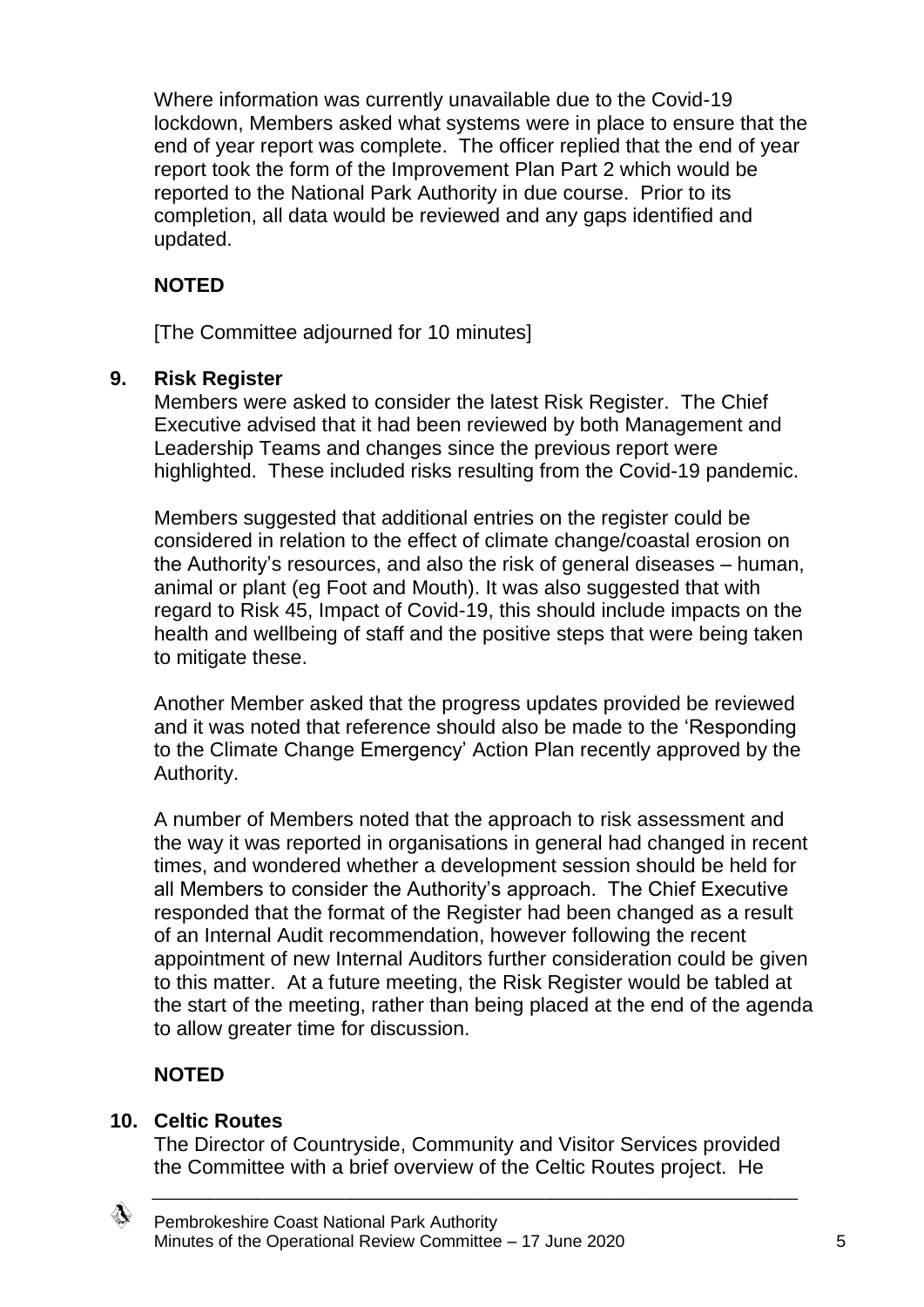Where information was currently unavailable due to the Covid-19 lockdown, Members asked what systems were in place to ensure that the end of year report was complete. The officer replied that the end of year report took the form of the Improvement Plan Part 2 which would be reported to the National Park Authority in due course. Prior to its completion, all data would be reviewed and any gaps identified and updated.

**NOTED**

[The Committee adjourned for 10 minutes]

**9. Risk Register**

Members were asked to consider the latest Risk Register. The Chief Executive advised that it had been reviewed by both Management and Leadership Teams and changes since the previous report were highlighted. These included risks resulting from the Covid-19 pandemic.

Members suggested that additional entries on the register could be considered in relation to the effect of climate change/coastal erosion on the Authority's resources, and also the risk of general diseases – human, animal or plant (eg Foot and Mouth). It was also suggested that with regard to Risk 45, Impact of Covid-19, this should include impacts on the health and wellbeing of staff and the positive steps that were being taken to mitigate these.

Another Member asked that the progress updates provided be reviewed and it was noted that reference should also be made to the 'Responding to the Climate Change Emergency' Action Plan recently approved by the Authority.

A number of Members noted that the approach to risk assessment and the way it was reported in organisations in general had changed in recent times, and wondered whether a development session should be held for all Members to consider the Authority's approach. The Chief Executive responded that the format of the Register had been changed as a result of an Internal Audit recommendation, however following the recent appointment of new Internal Auditors further consideration could be given to this matter. At a future meeting, the Risk Register would be tabled at the start of the meeting, rather than being placed at the end of the agenda to allow greater time for discussion.

**NOTED**

**10. Celtic Routes**

The Director of Countryside, Community and Visitor Services provided the Committee with a brief overview of the Celtic Routes project. He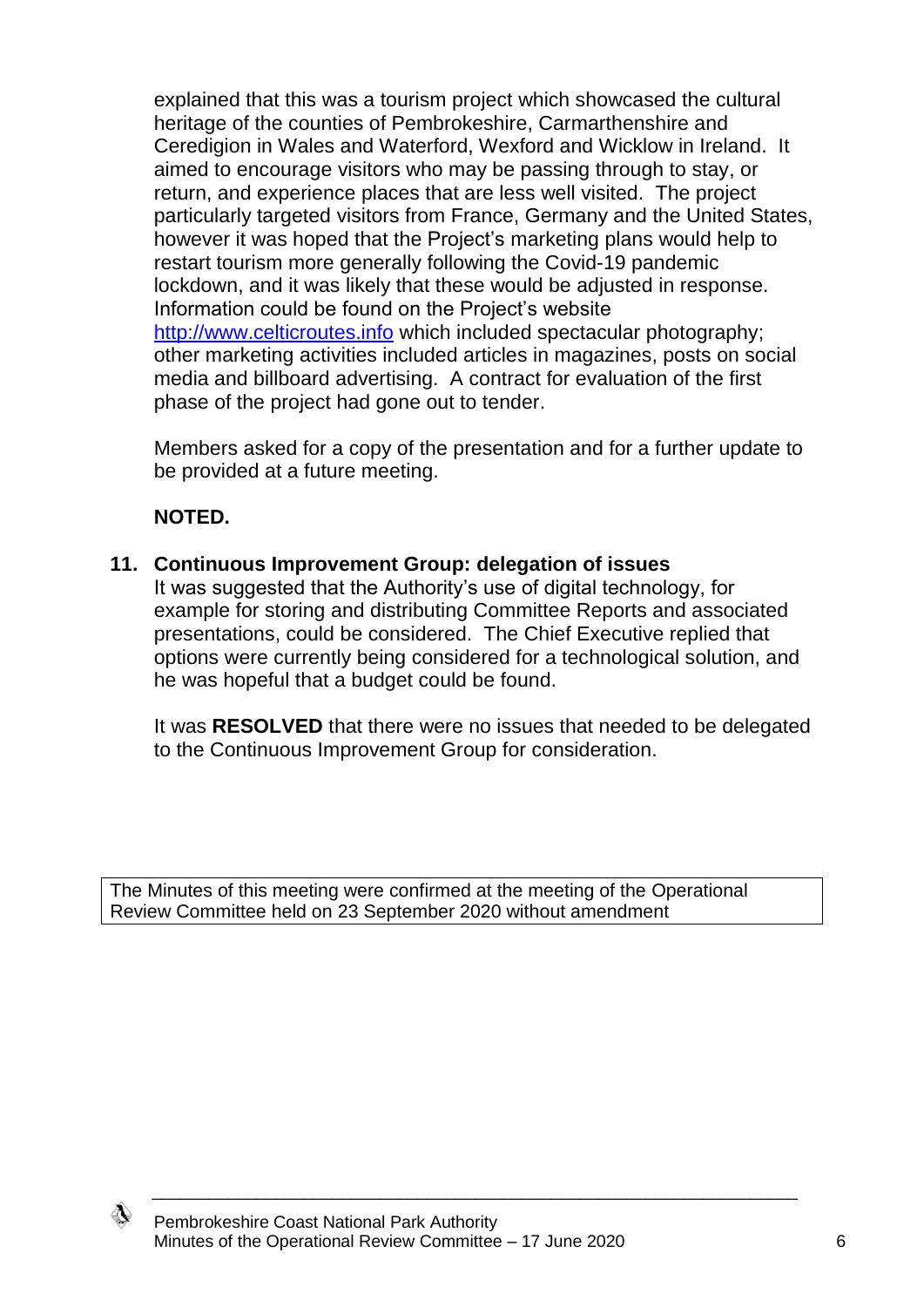explained that this was a tourism project which showcased the cultural heritage of the counties of Pembrokeshire, Carmarthenshire and Ceredigion in Wales and Waterford, Wexford and Wicklow in Ireland. It aimed to encourage visitors who may be passing through to stay, or return, and experience places that are less well visited. The project particularly targeted visitors from France, Germany and the United States, however it was hoped that the Project's marketing plans would help to restart tourism more generally following the Covid-19 pandemic lockdown, and it was likely that these would be adjusted in response. Information could be found on the Project's website http://www.celticroutes.info which included spectacular photography; other marketing activities included articles in magazines, posts on social media and billboard advertising. A contract for evaluation of the first phase of the project had gone out to tender.

Members asked for a copy of the presentation and for a further update to be provided at a future meeting.

**NOTED.**

**11. Continuous Improvement Group: delegation of issues**

It was suggested that the Authority's use of digital technology, for example for storing and distributing Committee Reports and associated presentations, could be considered. The Chief Executive replied that options were currently being considered for a technological solution, and he was hopeful that a budget could be found.

It was **RESOLVED** that there were no issues that needed to be delegated to the Continuous Improvement Group for consideration.

| |
|---|
| The Minutes of this meeting were confirmed at the meeting of the Operational Review Committee held on 23 September 2020 without amendment |